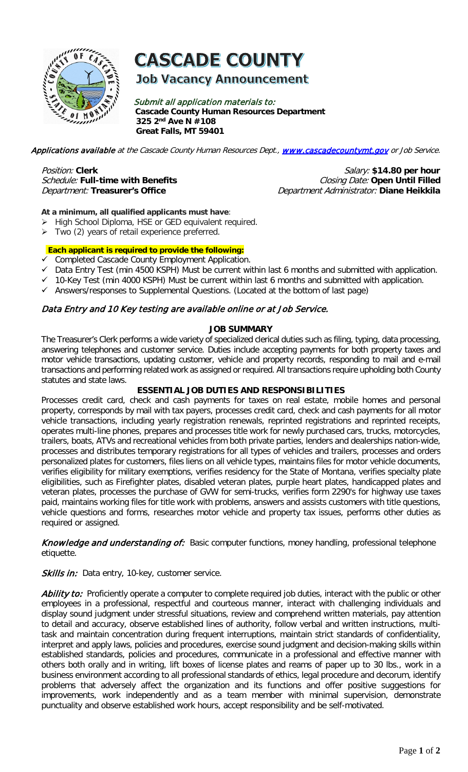# CASCADE COUNTY

## Job Vacancy Announcement

*Submit all application materials to:*
**Cascade County Human Resources Department**
**325 2nd Ave N #108**
**Great Falls, MT 59401**

*Applications available at the Cascade County Human Resources Dept., www.cascadecountymt.gov or Job Service.*

*Position:* **Clerk**
*Salary:* **$14.80 per hour**
*Schedule:* **Full-time with Benefits**
*Closing Date:* **Open Until Filled**
*Department:* **Treasurer's Office**
*Department Administrator:* **Diane Heikkila**

**At a minimum, all qualified applicants must have**:

- High School Diploma, HSE or GED equivalent required.
- Two (2) years of retail experience preferred.

**Each applicant is required to provide the following:**

- ✓ Completed Cascade County Employment Application.
- ✓ Data Entry Test (min 4500 KSPH) Must be current within last 6 months and submitted with application.
- ✓ 10-Key Test (min 4000 KSPH) Must be current within last 6 months and submitted with application.
- ✓ Answers/responses to Supplemental Questions. (Located at the bottom of last page)

*Data Entry and 10 Key testing are available online or at Job Service.*

### JOB SUMMARY

The Treasurer's Clerk performs a wide variety of specialized clerical duties such as filing, typing, data processing, answering telephones and customer service. Duties include accepting payments for both property taxes and motor vehicle transactions, updating customer, vehicle and property records, responding to mail and e-mail transactions and performing related work as assigned or required. All transactions require upholding both County statutes and state laws.

### ESSENTIAL JOB DUTIES AND RESPONSIBILITIES

Processes credit card, check and cash payments for taxes on real estate, mobile homes and personal property, corresponds by mail with tax payers, processes credit card, check and cash payments for all motor vehicle transactions, including yearly registration renewals, reprinted registrations and reprinted receipts, operates multi-line phones, prepares and processes title work for newly purchased cars, trucks, motorcycles, trailers, boats, ATVs and recreational vehicles from both private parties, lenders and dealerships nation-wide, processes and distributes temporary registrations for all types of vehicles and trailers, processes and orders personalized plates for customers, files liens on all vehicle types, maintains files for motor vehicle documents, verifies eligibility for military exemptions, verifies residency for the State of Montana, verifies specialty plate eligibilities, such as Firefighter plates, disabled veteran plates, purple heart plates, handicapped plates and veteran plates, processes the purchase of GVW for semi-trucks, verifies form 2290's for highway use taxes paid, maintains working files for title work with problems, answers and assists customers with title questions, vehicle questions and forms, researches motor vehicle and property tax issues, performs other duties as required or assigned.

*Knowledge and understanding of:* Basic computer functions, money handling, professional telephone etiquette.

*Skills in:* Data entry, 10-key, customer service.

*Ability to:* Proficiently operate a computer to complete required job duties, interact with the public or other employees in a professional, respectful and courteous manner, interact with challenging individuals and display sound judgment under stressful situations, review and comprehend written materials, pay attention to detail and accuracy, observe established lines of authority, follow verbal and written instructions, multi-task and maintain concentration during frequent interruptions, maintain strict standards of confidentiality, interpret and apply laws, policies and procedures, exercise sound judgment and decision-making skills within established standards, policies and procedures, communicate in a professional and effective manner with others both orally and in writing, lift boxes of license plates and reams of paper up to 30 lbs., work in a business environment according to all professional standards of ethics, legal procedure and decorum, identify problems that adversely affect the organization and its functions and offer positive suggestions for improvements, work independently and as a team member with minimal supervision, demonstrate punctuality and observe established work hours, accept responsibility and be self-motivated.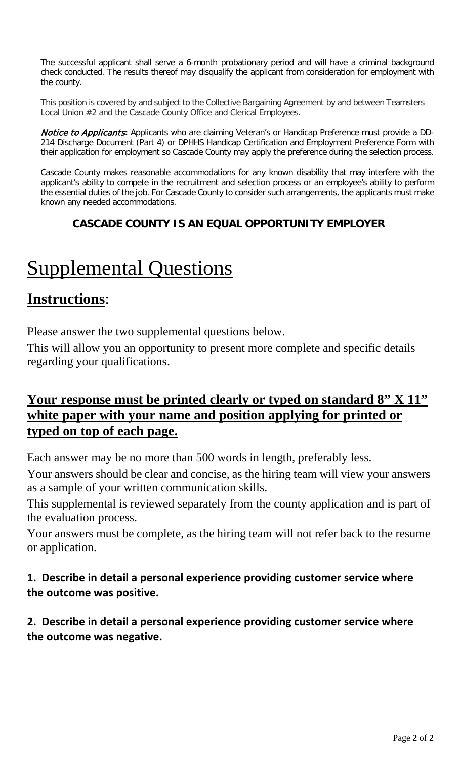The successful applicant shall serve a 6-month probationary period and will have a criminal background check conducted. The results thereof may disqualify the applicant from consideration for employment with the county.

This position is covered by and subject to the Collective Bargaining Agreement by and between Teamsters Local Union #2 and the Cascade County Office and Clerical Employees.

***Notice to Applicants*:** Applicants who are claiming Veteran's or Handicap Preference must provide a DD-214 Discharge Document (Part 4) or DPHHS Handicap Certification and Employment Preference Form with their application for employment so Cascade County may apply the preference during the selection process.

Cascade County makes reasonable accommodations for any known disability that may interfere with the applicant's ability to compete in the recruitment and selection process or an employee's ability to perform the essential duties of the job. For Cascade County to consider such arrangements, the applicants must make known any needed accommodations.

**CASCADE COUNTY IS AN EQUAL OPPORTUNITY EMPLOYER**

# Supplemental Questions

## Instructions:

Please answer the two supplemental questions below.

This will allow you an opportunity to present more complete and specific details regarding your qualifications.

### Your response must be printed clearly or typed on standard 8" X 11" white paper with your name and position applying for printed or typed on top of each page.

Each answer may be no more than 500 words in length, preferably less.

Your answers should be clear and concise, as the hiring team will view your answers as a sample of your written communication skills.

This supplemental is reviewed separately from the county application and is part of the evaluation process.

Your answers must be complete, as the hiring team will not refer back to the resume or application.

**1. Describe in detail a personal experience providing customer service where the outcome was positive.**

**2. Describe in detail a personal experience providing customer service where the outcome was negative.**